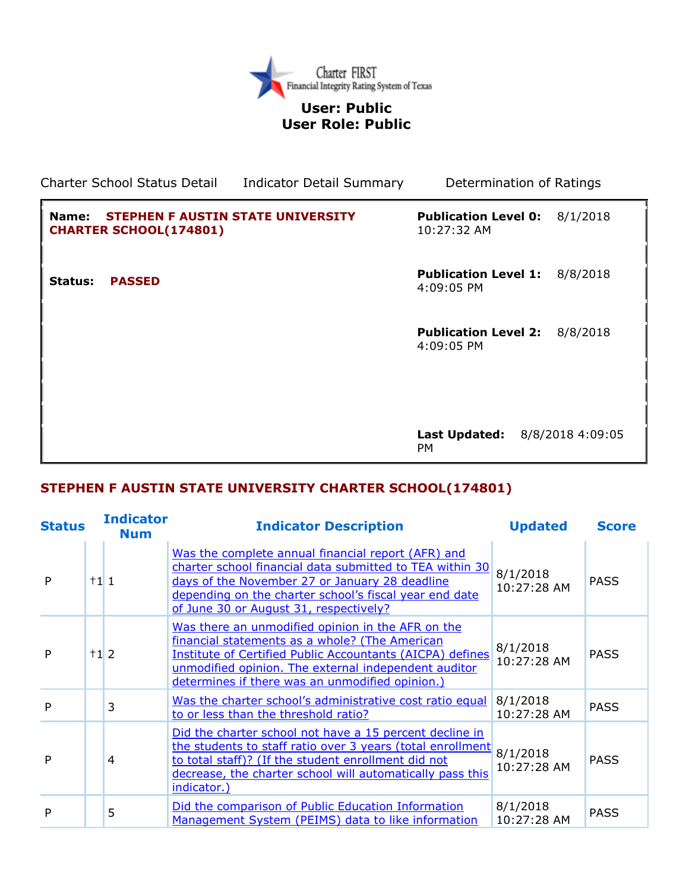Charter FIRST
Financial Integrity Rating System of Texas

**User: Public**
**User Role: Public**

Charter School Status Detail    Indicator Detail Summary    Determination of Ratings

| | |
|---|---|
| **Name:** **STEPHEN F AUSTIN STATE UNIVERSITY CHARTER SCHOOL(174801)** | **Publication Level 0:** 8/1/2018 10:27:32 AM |
| **Status:** **PASSED** | **Publication Level 1:** 8/8/2018 4:09:05 PM |
| | **Publication Level 2:** 8/8/2018 4:09:05 PM |
| | **Last Updated:** 8/8/2018 4:09:05 PM |

## STEPHEN F AUSTIN STATE UNIVERSITY CHARTER SCHOOL(174801)

| Status | | Indicator Num | Indicator Description | Updated | Score |
|---|---|---|---|---|---|
| P | †1 | 1 | Was the complete annual financial report (AFR) and charter school financial data submitted to TEA within 30 days of the November 27 or January 28 deadline depending on the charter school's fiscal year end date of June 30 or August 31, respectively? | 8/1/2018 10:27:28 AM | PASS |
| P | †1 | 2 | Was there an unmodified opinion in the AFR on the financial statements as a whole? (The American Institute of Certified Public Accountants (AICPA) defines unmodified opinion. The external independent auditor determines if there was an unmodified opinion.) | 8/1/2018 10:27:28 AM | PASS |
| P | | 3 | Was the charter school's administrative cost ratio equal to or less than the threshold ratio? | 8/1/2018 10:27:28 AM | PASS |
| P | | 4 | Did the charter school not have a 15 percent decline in the students to staff ratio over 3 years (total enrollment to total staff)? (If the student enrollment did not decrease, the charter school will automatically pass this indicator.) | 8/1/2018 10:27:28 AM | PASS |
| P | | 5 | Did the comparison of Public Education Information Management System (PEIMS) data to like information | 8/1/2018 10:27:28 AM | PASS |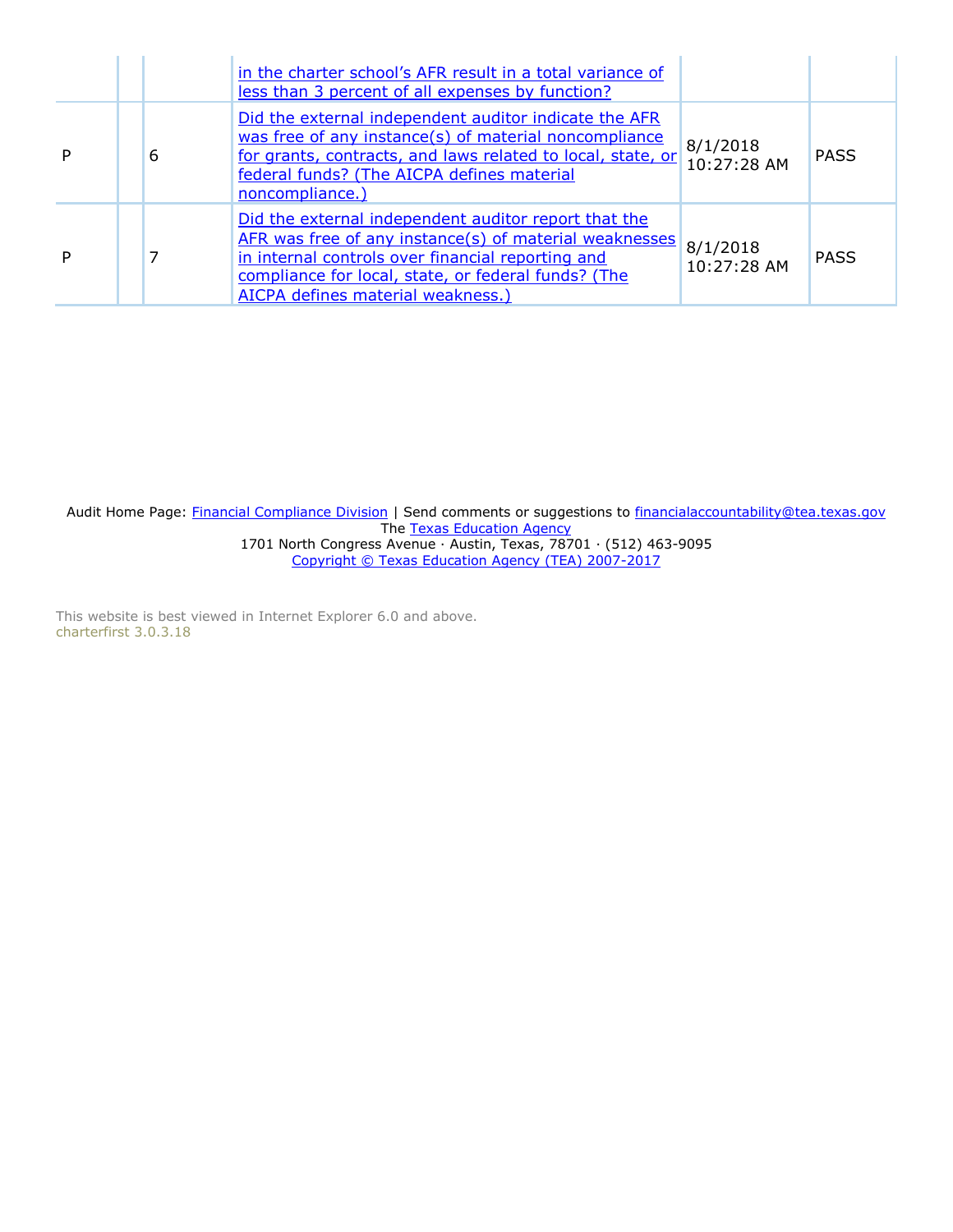| | | | | | |
|---|---|---|---|---|---|
| | | | in the charter school's AFR result in a total variance of less than 3 percent of all expenses by function? | | |
| P | | 6 | Did the external independent auditor indicate the AFR was free of any instance(s) of material noncompliance for grants, contracts, and laws related to local, state, or federal funds? (The AICPA defines material noncompliance.) | 8/1/2018 10:27:28 AM | PASS |
| P | | 7 | Did the external independent auditor report that the AFR was free of any instance(s) of material weaknesses in internal controls over financial reporting and compliance for local, state, or federal funds? (The AICPA defines material weakness.) | 8/1/2018 10:27:28 AM | PASS |

Audit Home Page: Financial Compliance Division | Send comments or suggestions to financialaccountability@tea.texas.gov
The Texas Education Agency
1701 North Congress Avenue · Austin, Texas, 78701 · (512) 463-9095
Copyright © Texas Education Agency (TEA) 2007-2017

This website is best viewed in Internet Explorer 6.0 and above.
charterfirst 3.0.3.18